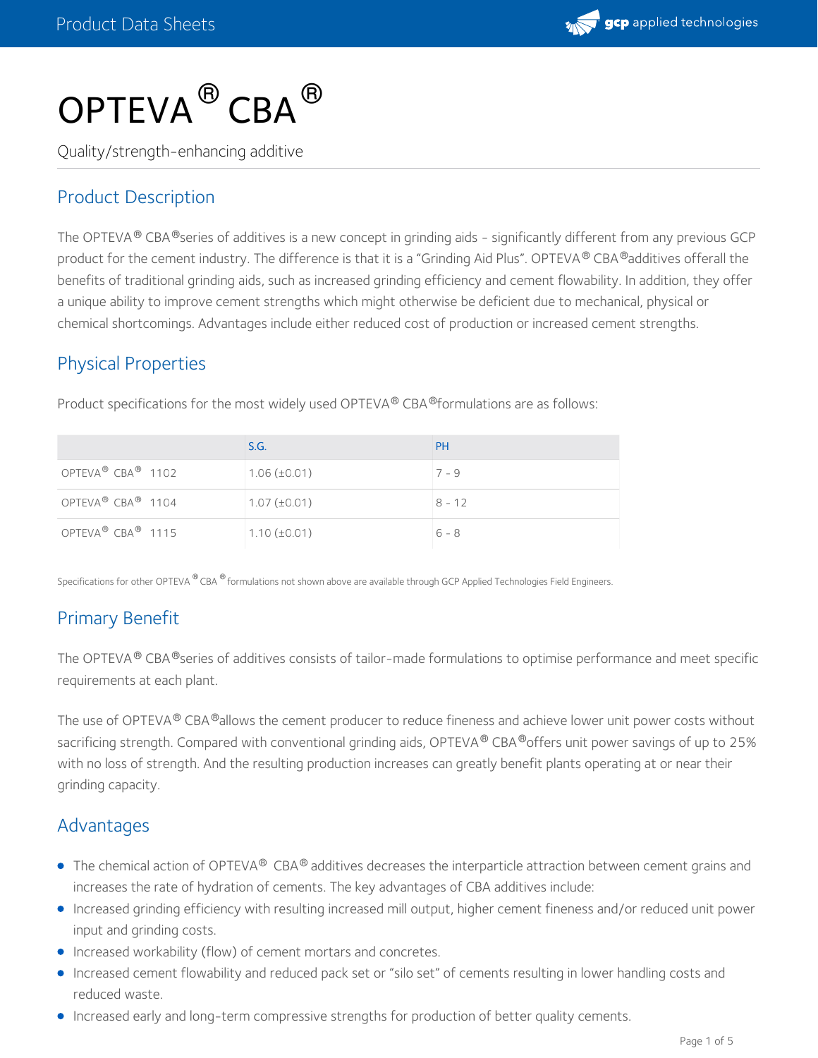# OPTEVA® CBA®

Quality/strength-enhancing additive

## Product Description

The OPTEVA® CBA®series of additives is a new concept in grinding aids - significantly different from any previous GCP product for the cement industry. The difference is that it is a "Grinding Aid Plus". OPTEVA® CBA®additives offerall the benefits of traditional grinding aids, such as increased grinding efficiency and cement flowability. In addition, they offer a unique ability to improve cement strengths which might otherwise be deficient due to mechanical, physical or chemical shortcomings. Advantages include either reduced cost of production or increased cement strengths.

## Physical Properties

Product specifications for the most widely used OPTEVA® CBA®formulations are as follows:

| | S.G. | PH |
|---|---|---|
| OPTEVA® CBA® 1102 | 1.06 (±0.01) | 7 - 9 |
| OPTEVA® CBA® 1104 | 1.07 (±0.01) | 8 - 12 |
| OPTEVA® CBA® 1115 | 1.10 (±0.01) | 6 - 8 |

Specifications for other OPTEVA® CBA® formulations not shown above are available through GCP Applied Technologies Field Engineers.

## Primary Benefit

The OPTEVA® CBA®series of additives consists of tailor-made formulations to optimise performance and meet specific requirements at each plant.

The use of OPTEVA® CBA®allows the cement producer to reduce fineness and achieve lower unit power costs without sacrificing strength. Compared with conventional grinding aids, OPTEVA® CBA®offers unit power savings of up to 25% with no loss of strength. And the resulting production increases can greatly benefit plants operating at or near their grinding capacity.

## Advantages

- The chemical action of OPTEVA® CBA® additives decreases the interparticle attraction between cement grains and increases the rate of hydration of cements. The key advantages of CBA additives include:
- Increased grinding efficiency with resulting increased mill output, higher cement fineness and/or reduced unit power input and grinding costs.
- Increased workability (flow) of cement mortars and concretes.
- Increased cement flowability and reduced pack set or "silo set" of cements resulting in lower handling costs and reduced waste.
- Increased early and long-term compressive strengths for production of better quality cements.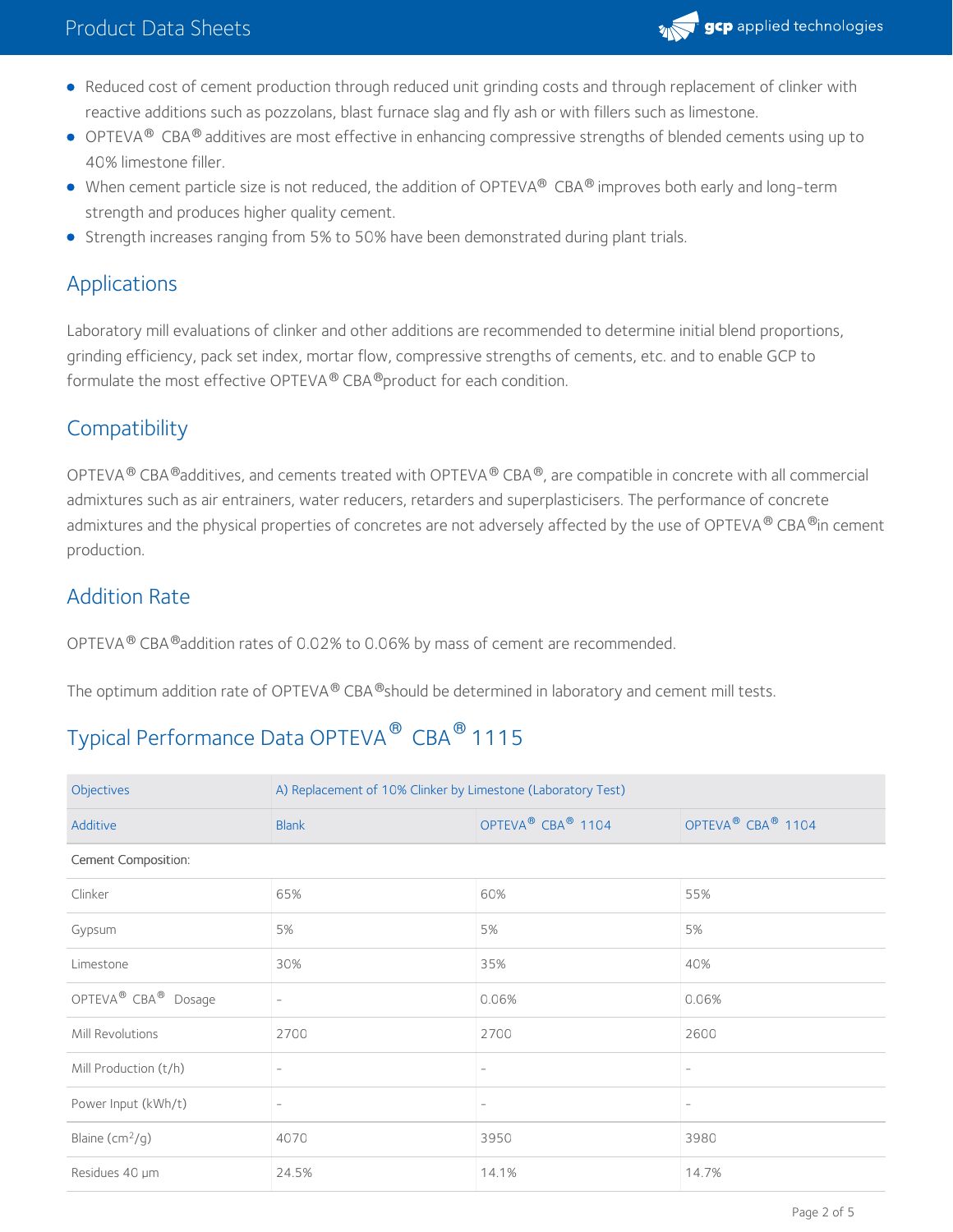- Reduced cost of cement production through reduced unit grinding costs and through replacement of clinker with reactive additions such as pozzolans, blast furnace slag and fly ash or with fillers such as limestone.
- OPTEVA® CBA® additives are most effective in enhancing compressive strengths of blended cements using up to 40% limestone filler.
- When cement particle size is not reduced, the addition of OPTEVA® CBA® improves both early and long-term strength and produces higher quality cement.
- Strength increases ranging from 5% to 50% have been demonstrated during plant trials.

## Applications

Laboratory mill evaluations of clinker and other additions are recommended to determine initial blend proportions, grinding efficiency, pack set index, mortar flow, compressive strengths of cements, etc. and to enable GCP to formulate the most effective OPTEVA® CBA®product for each condition.

## Compatibility

OPTEVA® CBA®additives, and cements treated with OPTEVA® CBA®, are compatible in concrete with all commercial admixtures such as air entrainers, water reducers, retarders and superplasticisers. The performance of concrete admixtures and the physical properties of concretes are not adversely affected by the use of OPTEVA® CBA®in cement production.

## Addition Rate

OPTEVA® CBA®addition rates of 0.02% to 0.06% by mass of cement are recommended.

The optimum addition rate of OPTEVA® CBA®should be determined in laboratory and cement mill tests.

## Typical Performance Data OPTEVA® CBA® 1115

| Objectives | A) Replacement of 10% Clinker by Limestone (Laboratory Test) | | |
|---|---|---|---|
| Additive | Blank | OPTEVA® CBA® 1104 | OPTEVA® CBA® 1104 |
| Cement Composition: | | | |
| Clinker | 65% | 60% | 55% |
| Gypsum | 5% | 5% | 5% |
| Limestone | 30% | 35% | 40% |
| OPTEVA® CBA® Dosage | - | 0.06% | 0.06% |
| Mill Revolutions | 2700 | 2700 | 2600 |
| Mill Production (t/h) | - | - | - |
| Power Input (kWh/t) | - | - | - |
| Blaine ($cm^2/g$) | 4070 | 3950 | 3980 |
| Residues 40 µm | 24.5% | 14.1% | 14.7% |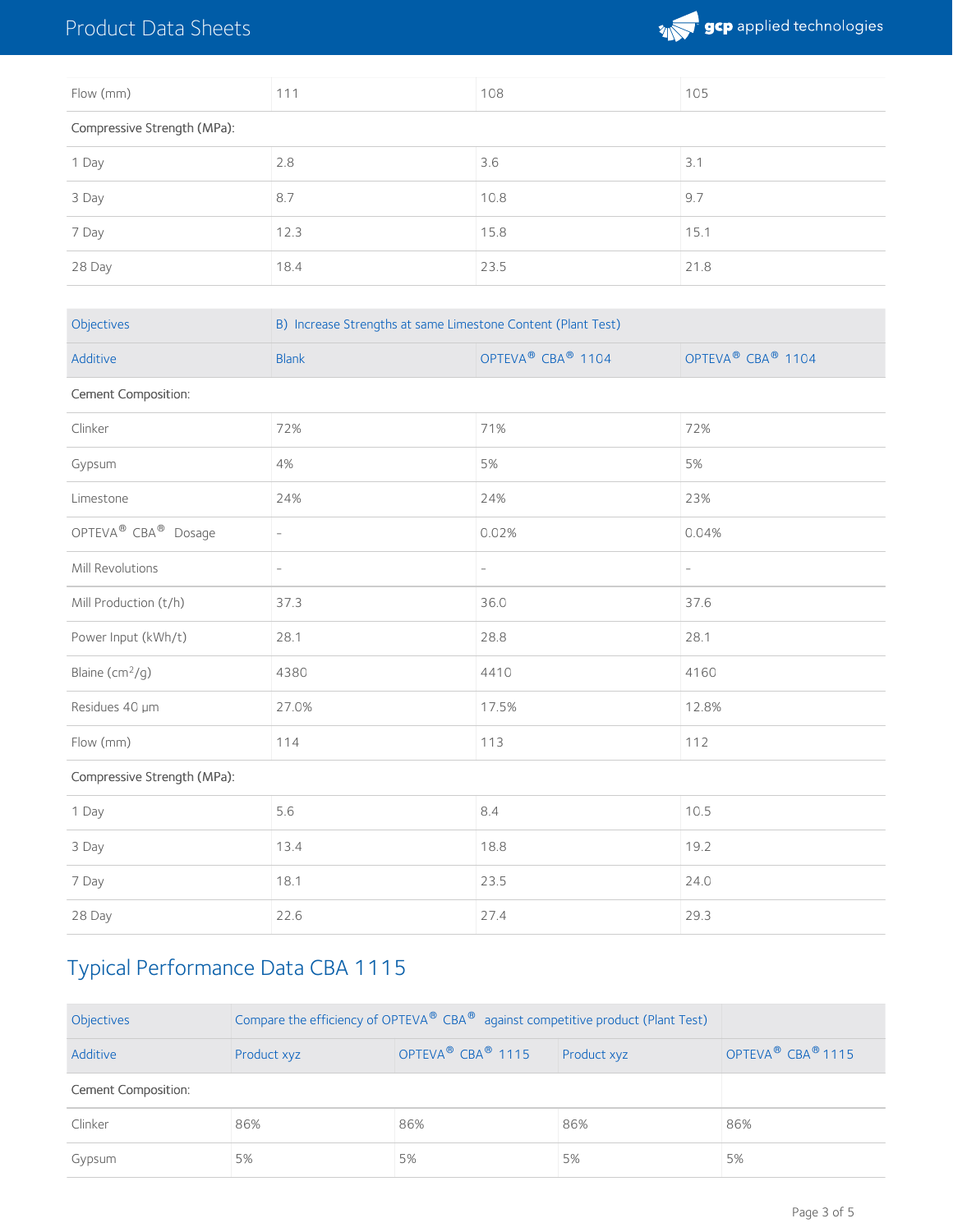| | | | |
|---|---|---|---|
| Flow (mm) | 111 | 108 | 105 |
| Compressive Strength (MPa): | | | |
| 1 Day | 2.8 | 3.6 | 3.1 |
| 3 Day | 8.7 | 10.8 | 9.7 |
| 7 Day | 12.3 | 15.8 | 15.1 |
| 28 Day | 18.4 | 23.5 | 21.8 |

| Objectives | B) Increase Strengths at same Limestone Content (Plant Test) | | |
|---|---|---|---|
| Additive | Blank | OPTEVA® CBA® 1104 | OPTEVA® CBA® 1104 |
| Cement Composition: | | | |
| Clinker | 72% | 71% | 72% |
| Gypsum | 4% | 5% | 5% |
| Limestone | 24% | 24% | 23% |
| OPTEVA® CBA® Dosage | - | 0.02% | 0.04% |
| Mill Revolutions | - | - | - |
| Mill Production (t/h) | 37.3 | 36.0 | 37.6 |
| Power Input (kWh/t) | 28.1 | 28.8 | 28.1 |
| Blaine ($cm^2/g$) | 4380 | 4410 | 4160 |
| Residues 40 μm | 27.0% | 17.5% | 12.8% |
| Flow (mm) | 114 | 113 | 112 |
| Compressive Strength (MPa): | | | |
| 1 Day | 5.6 | 8.4 | 10.5 |
| 3 Day | 13.4 | 18.8 | 19.2 |
| 7 Day | 18.1 | 23.5 | 24.0 |
| 28 Day | 22.6 | 27.4 | 29.3 |

## Typical Performance Data CBA 1115

| Objectives | Compare the efficiency of OPTEVA® CBA® against competitive product (Plant Test) | | | |
|---|---|---|---|---|
| Additive | Product xyz | OPTEVA® CBA® 1115 | Product xyz | OPTEVA® CBA® 1115 |
| Cement Composition: | | | | |
| Clinker | 86% | 86% | 86% | 86% |
| Gypsum | 5% | 5% | 5% | 5% |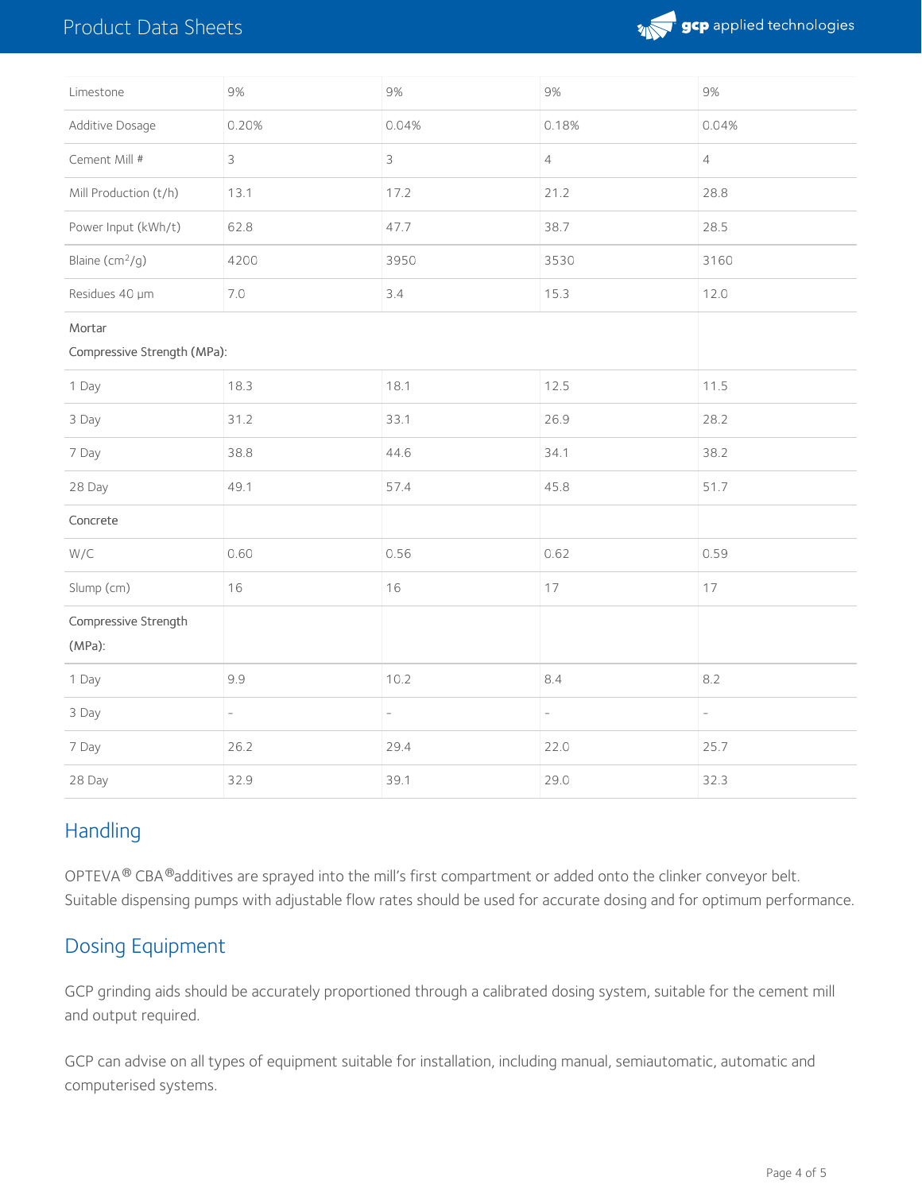| Limestone | 9% | 9% | 9% | 9% |
|---|---|---|---|---|
| Additive Dosage | 0.20% | 0.04% | 0.18% | 0.04% |
| Cement Mill # | 3 | 3 | 4 | 4 |
| Mill Production (t/h) | 13.1 | 17.2 | 21.2 | 28.8 |
| Power Input (kWh/t) | 62.8 | 47.7 | 38.7 | 28.5 |
| Blaine ($cm^2/g$) | 4200 | 3950 | 3530 | 3160 |
| Residues 40 µm | 7.0 | 3.4 | 15.3 | 12.0 |
| Mortar Compressive Strength (MPa): | | | | |
| 1 Day | 18.3 | 18.1 | 12.5 | 11.5 |
| 3 Day | 31.2 | 33.1 | 26.9 | 28.2 |
| 7 Day | 38.8 | 44.6 | 34.1 | 38.2 |
| 28 Day | 49.1 | 57.4 | 45.8 | 51.7 |
| Concrete | | | | |
| W/C | 0.60 | 0.56 | 0.62 | 0.59 |
| Slump (cm) | 16 | 16 | 17 | 17 |
| Compressive Strength (MPa): | | | | |
| 1 Day | 9.9 | 10.2 | 8.4 | 8.2 |
| 3 Day | - | - | - | - |
| 7 Day | 26.2 | 29.4 | 22.0 | 25.7 |
| 28 Day | 32.9 | 39.1 | 29.0 | 32.3 |

## Handling

OPTEVA® CBA® additives are sprayed into the mill's first compartment or added onto the clinker conveyor belt. Suitable dispensing pumps with adjustable flow rates should be used for accurate dosing and for optimum performance.

## Dosing Equipment

GCP grinding aids should be accurately proportioned through a calibrated dosing system, suitable for the cement mill and output required.

GCP can advise on all types of equipment suitable for installation, including manual, semiautomatic, automatic and computerised systems.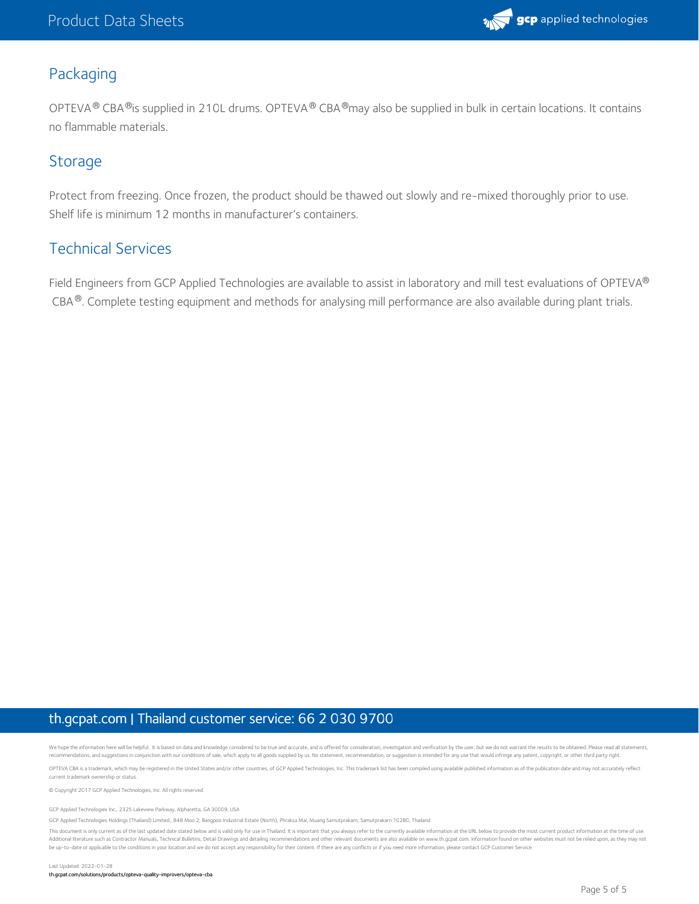## Packaging

OPTEVA® CBA® is supplied in 210L drums. OPTEVA® CBA® may also be supplied in bulk in certain locations. It contains no flammable materials.

## Storage

Protect from freezing. Once frozen, the product should be thawed out slowly and re-mixed thoroughly prior to use. Shelf life is minimum 12 months in manufacturer's containers.

## Technical Services

Field Engineers from GCP Applied Technologies are available to assist in laboratory and mill test evaluations of OPTEVA® CBA®. Complete testing equipment and methods for analysing mill performance are also available during plant trials.

th.gcpat.com | Thailand customer service: 66 2 030 9700

We hope the information here will be helpful. It is based on data and knowledge considered to be true and accurate, and is offered for consideration, investigation and verification by the user, but we do not warrant the results to be obtained. Please read all statements, recommendations, and suggestions in conjunction with our conditions of sale, which apply to all goods supplied by us. No statement, recommendation, or suggestion is intended for any use that would infringe any patent, copyright, or other third party right.

OPTEVA CBA is a trademark, which may be registered in the United States and/or other countries, of GCP Applied Technologies, Inc. This trademark list has been compiled using available published information as of the publication date and may not accurately reflect current trademark ownership or status.

© Copyright 2017 GCP Applied Technologies, Inc. All rights reserved.

GCP Applied Technologies Inc., 2325 Lakeview Parkway, Alpharetta, GA 30009, USA

GCP Applied Technologies Holdings (Thailand) Limited., 848 Moo 2, Bangpoo Industrial Estate (North), Phraksa Mai, Muang Samutprakarn, Samutprakarn 10280, Thailand

This document is only current as of the last updated date stated below and is valid only for use in Thailand. It is important that you always refer to the currently available information at the URL below to provide the most current product information at the time of use. Additional literature such as Contractor Manuals, Technical Bulletins, Detail Drawings and detailing recommendations and other relevant documents are also available on www.th.gcpat.com. Information found on other websites must not be relied upon, as they may not be up-to-date or applicable to the conditions in your location and we do not accept any responsibility for their content. If there are any conflicts or if you need more information, please contact GCP Customer Service.

Last Updated: 2022-01-28

th.gcpat.com/solutions/products/opteva-quality-improvers/opteva-cba